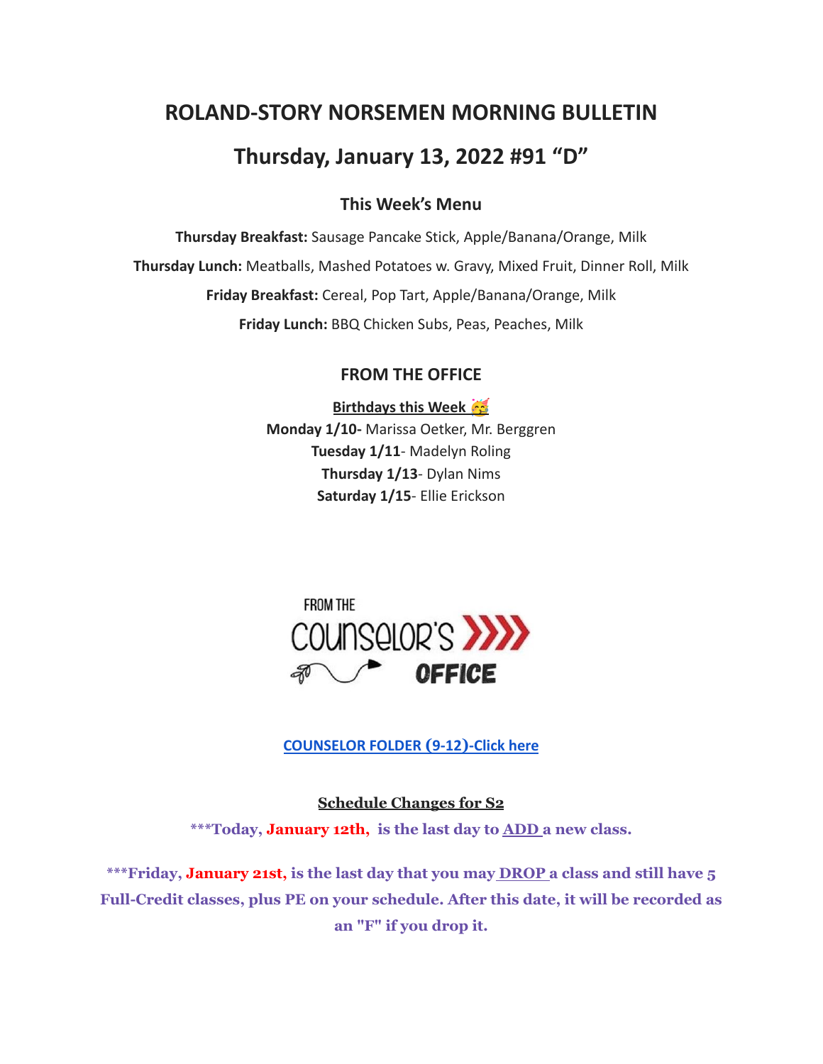# ROLAND-STORY NORSEMEN MORNING BULLETIN

## Thursday, January 13, 2022 #91 "D"

### This Week's Menu

**Thursday Breakfast:** Sausage Pancake Stick, Apple/Banana/Orange, Milk

**Thursday Lunch:** Meatballs, Mashed Potatoes w. Gravy, Mixed Fruit, Dinner Roll, Milk

**Friday Breakfast:** Cereal, Pop Tart, Apple/Banana/Orange, Milk

**Friday Lunch:** BBQ Chicken Subs, Peas, Peaches, Milk

### FROM THE OFFICE

**Birthdays this Week 🥳**

**Monday 1/10-** Marissa Oetker, Mr. Berggren
**Tuesday 1/11**- Madelyn Roling
**Thursday 1/13**- Dylan Nims
**Saturday 1/15**- Ellie Erickson

FROM THE COUNSELOR'S OFFICE

[COUNSELOR FOLDER (9-12)-Click here]

**Schedule Changes for S2**

**\*\*\*Today, January 12th, is the last day to ADD a new class.**

**\*\*\*Friday, January 21st, is the last day that you may DROP a class and still have 5 Full-Credit classes, plus PE on your schedule. After this date, it will be recorded as an "F" if you drop it.**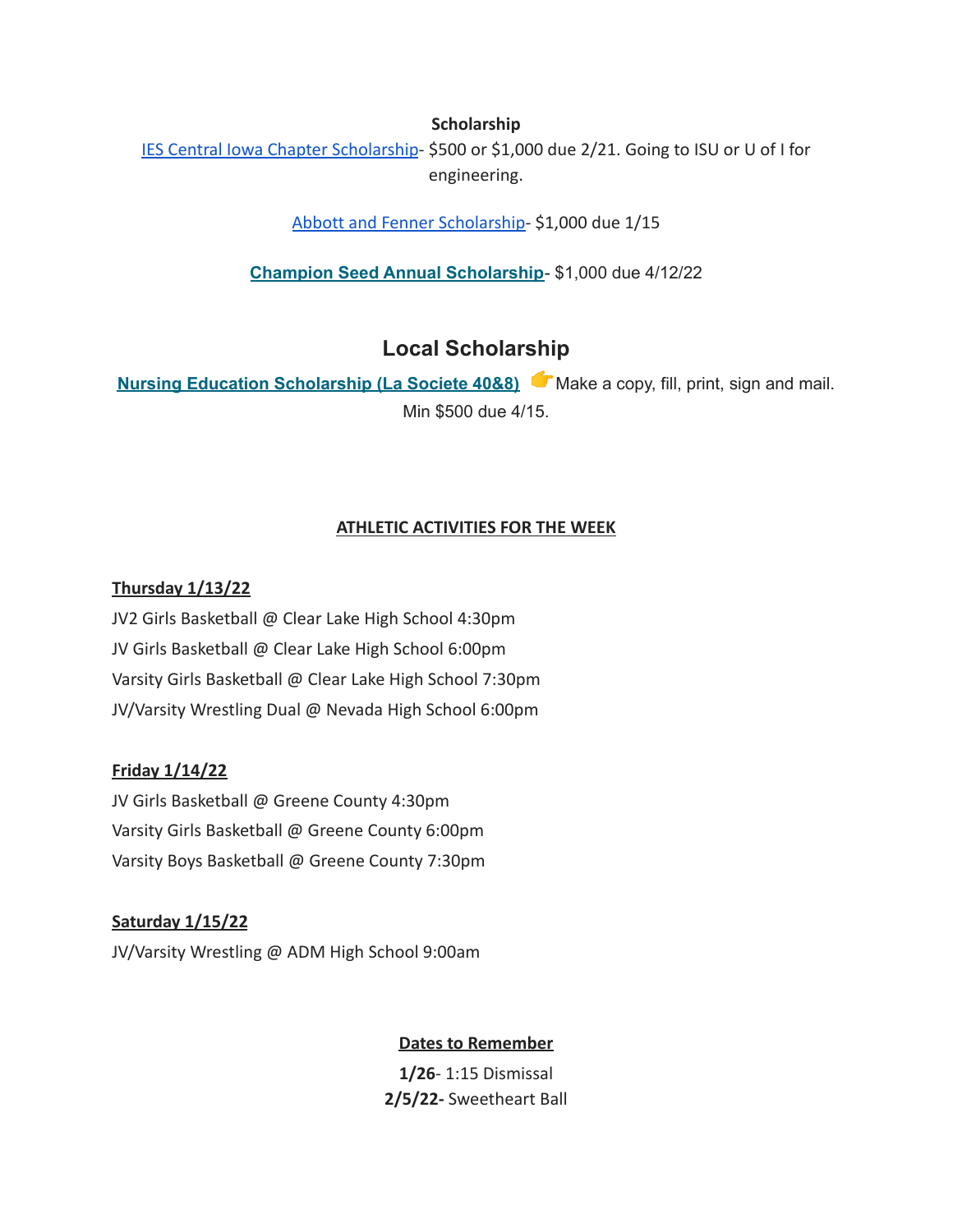**Scholarship**

IES Central Iowa Chapter Scholarship- $500 or $1,000 due 2/21. Going to ISU or U of I for engineering.

Abbott and Fenner Scholarship- $1,000 due 1/15

**Champion Seed Annual Scholarship**- $1,000 due 4/12/22

## Local Scholarship

**Nursing Education Scholarship (La Societe 40&8)** 👉Make a copy, fill, print, sign and mail. Min $500 due 4/15.

**ATHLETIC ACTIVITIES FOR THE WEEK**

**Thursday 1/13/22**

JV2 Girls Basketball @ Clear Lake High School 4:30pm
JV Girls Basketball @ Clear Lake High School 6:00pm
Varsity Girls Basketball @ Clear Lake High School 7:30pm
JV/Varsity Wrestling Dual @ Nevada High School 6:00pm

**Friday 1/14/22**

JV Girls Basketball @ Greene County 4:30pm
Varsity Girls Basketball @ Greene County 6:00pm
Varsity Boys Basketball @ Greene County 7:30pm

**Saturday 1/15/22**

JV/Varsity Wrestling @ ADM High School 9:00am

**Dates to Remember**

**1/26**- 1:15 Dismissal
**2/5/22-** Sweetheart Ball